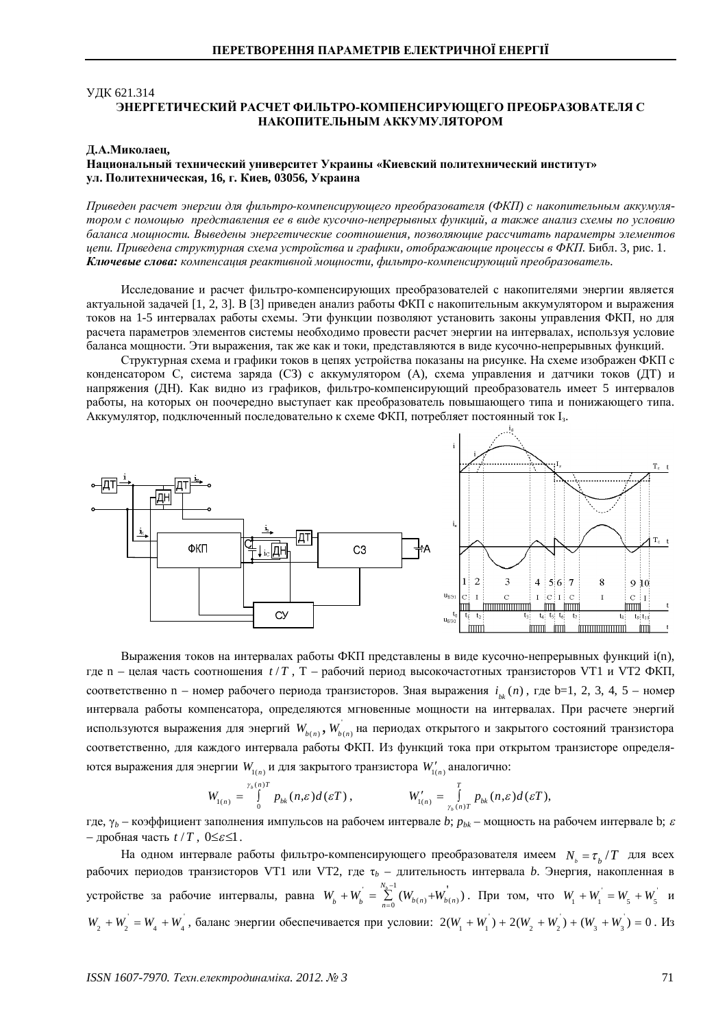УДК 621.314

# ЭНЕРГЕТИЧЕСКИЙ РАСЧЕТ ФИЛЬТРО-КОМПЕНСИРУЮЩЕГО ПРЕОБРАЗОВАТЕЛЯ С НАКОПИТЕЛЬНЫМ АККУМУЛЯТОРОМ

**Д.А.Миколаец,**
**Национальный технический университет Украины «Киевский политехнический институт»**
**ул. Политехническая, 16, г. Киев, 03056, Украина**

*Приведен расчет энергии для фильтро-компенсирующего преобразователя (ФКП) с накопительным аккумулятором с помощью представления ее в виде кусочно-непрерывных функций, а также анализ схемы по условию баланса мощности. Выведены энергетические соотношения, позволяющие рассчитать параметры элементов цепи. Приведена структурная схема устройства и графики, отображающие процессы в ФКП.* Библ. 3, рис. 1.
***Ключевые слова:*** *компенсация реактивной мощности, фильтро-компенсирующий преобразователь.*

Исследование и расчет фильтро-компенсирующих преобразователей с накопителями энергии является актуальной задачей [1, 2, 3]. В [3] приведен анализ работы ФКП с накопительным аккумулятором и выражения токов на 1-5 интервалах работы схемы. Эти функции позволяют установить законы управления ФКП, но для расчета параметров элементов системы необходимо провести расчет энергии на интервалах, используя условие баланса мощности. Эти выражения, так же как и токи, представляются в виде кусочно-непрерывных функций.

Структурная схема и графики токов в цепях устройства показаны на рисунке. На схеме изображен ФКП с конденсатором С, система заряда (СЗ) с аккумулятором (А), схема управления и датчики токов (ДТ) и напряжения (ДН). Как видно из графиков, фильтро-компенсирующий преобразователь имеет 5 интервалов работы, на которых он поочередно выступает как преобразователь повышающего типа и понижающего типа. Аккумулятор, подключенный последовательно к схеме ФКП, потребляет постоянный ток $I_з$.

Выражения токов на интервалах работы ФКП представлены в виде кусочно-непрерывных функций i(n), где n – целая часть соотношения $t/T$, T – рабочий период высокочастотных транзисторов VT1 и VT2 ФКП, соответственно n – номер рабочего периода транзисторов. Зная выражения $i_{bk}(n)$, где b=1, 2, 3, 4, 5 – номер интервала работы компенсатора, определяются мгновенные мощности на интервалах. При расчете энергий используются выражения для энергий $W_{b(n)}, W'_{b(n)}$ на периодах открытого и закрытого состояний транзистора соответственно, для каждого интервала работы ФКП. Из функций тока при открытом транзисторе определяются выражения для энергии $W_{1(n)}$ и для закрытого транзистора $W'_{1(n)}$ аналогично:

$$W_{1(n)} = \int_0^{\gamma_b(n)T} p_{bk}(n,\varepsilon)d(\varepsilon T), \qquad W'_{1(n)} = \int_{\gamma_b(n)T}^{T} p_{bk}(n,\varepsilon)d(\varepsilon T),$$

где, $\gamma_b$ – коэффициент заполнения импульсов на рабочем интервале *b*; $p_{bk}$ – мощность на рабочем интервале b; $\varepsilon$ – дробная часть $t/T$, $0 \le \varepsilon \le 1$.

На одном интервале работы фильтро-компенсирующего преобразователя имеем $N_b = \tau_b / T$ для всех рабочих периодов транзисторов VT1 или VT2, где $\tau_b$ – длительность интервала *b*. Энергия, накопленная в устройстве за рабочие интервалы, равна $W_b + W'_b = \sum_{n=0}^{N_b - 1}(W_{b(n)} + W'_{b(n)})$. При том, что $W_1 + W'_1 = W_5 + W'_5$ и $W_2 + W'_2 = W_4 + W'_4$, баланс энергии обеспечивается при условии: $2(W_1 + W'_1) + 2(W_2 + W'_2) + (W_3 + W'_3) = 0$. Из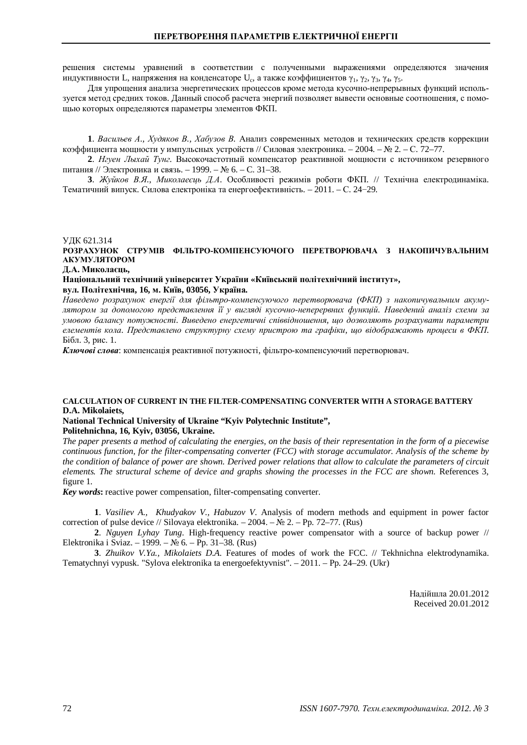решения системы уравнений в соответствии с полученными выражениями определяются значения индуктивности L, напряжения на конденсаторе $U_c$, а также коэффициентов $\gamma_1$, $\gamma_2$, $\gamma_3$, $\gamma_4$, $\gamma_5$.

Для упрощения анализа энергетических процессов кроме метода кусочно-непрерывных функций используется метод средних токов. Данный способ расчета энергий позволяет вывести основные соотношения, с помощью которых определяются параметры элементов ФКП.

**1**. *Васильев А., Худяков В., Хабузов В.* Анализ современных методов и технических средств коррекции коэффициента мощности у импульсных устройств // Силовая электроника. – 2004. – № 2. – С. 72–77.

**2**. *Нгуен Лыхай Тунг*. Высокочастотный компенсатор реактивной мощности с источником резервного питания // Электроника и связь. – 1999. – № 6. – С. 31–38.

**3**. *Жуйков В.Я., Миколаєсць Д.А*. Особливості режимів роботи ФКП. // Технічна електродинаміка. Тематичний випуск. Силова електроніка та енергоефективність. – 2011. – С. 24−29.

УДК 621.314

**РОЗРАХУНОК СТРУМІВ ФІЛЬТРО-КОМПЕНСУЮЧОГО ПЕРЕТВОРЮВАЧА З НАКОПИЧУВАЛЬНИМ АКУМУЛЯТОРОМ**

**Д.А. Миколаєць,**

**Національний технічний університет України «Київський політехнічний інститут»,**
**вул. Політехнічна, 16, м. Київ, 03056, Україна.**

*Наведено розрахунок енергії для фільтро-компенсуючого перетворювача (ФКП) з накопичувальним акумулятором за допомогою представлення її у вигляді кусочно-неперервних функцій. Наведений аналіз схеми за умовою балансу потужності. Виведено енергетичні співвідношення, що дозволяють розрахувати параметри елементів кола. Представлено структурну схему пристрою та графіки, що відображають процеси в ФКП.* Бібл. 3, рис. 1.

***Ключові слова***: компенсація реактивної потужності, фільтро-компенсуючий перетворювач.

**CALCULATION OF CURRENT IN THE FILTER-COMPENSATING CONVERTER WITH A STORAGE BATTERY**

**D.A. Mikolaiets,**

**National Technical University of Ukraine "Kyiv Polytechnic Institute",**
**Politehnichna, 16, Kyiv, 03056, Ukraine.**

*The paper presents a method of calculating the energies, on the basis of their representation in the form of a piecewise continuous function, for the filter-compensating converter (FCC) with storage accumulator. Analysis of the scheme by the condition of balance of power are shown. Derived power relations that allow to calculate the parameters of circuit elements. The structural scheme of device and graphs showing the processes in the FCC are shown.* References 3, figure 1.

***Key words*:** reactive power compensation, filter-compensating converter.

**1**. *Vasiliev A., Khudyakov V., Habuzov V*. Analysis of modern methods and equipment in power factor correction of pulse device // Silovaya elektronika. – 2004. – № 2. – Pp. 72–77. (Rus)

**2**. *Nguyen Lyhay Tung*. High-frequency reactive power compensator with a source of backup power // Elektronika i Sviaz. – 1999. – № 6. – Pp. 31–38. (Rus)

**3**. *Zhuikov V.Ya., Mikolaiets D.A.* Features of modes of work the FCC. // Tekhnichna elektrodynamika. Tematychnyi vypusk. "Sylova elektronika ta energoefektyvnist". – 2011. – Pp. 24–29. (Ukr)

Надійшла 20.01.2012
Received 20.01.2012